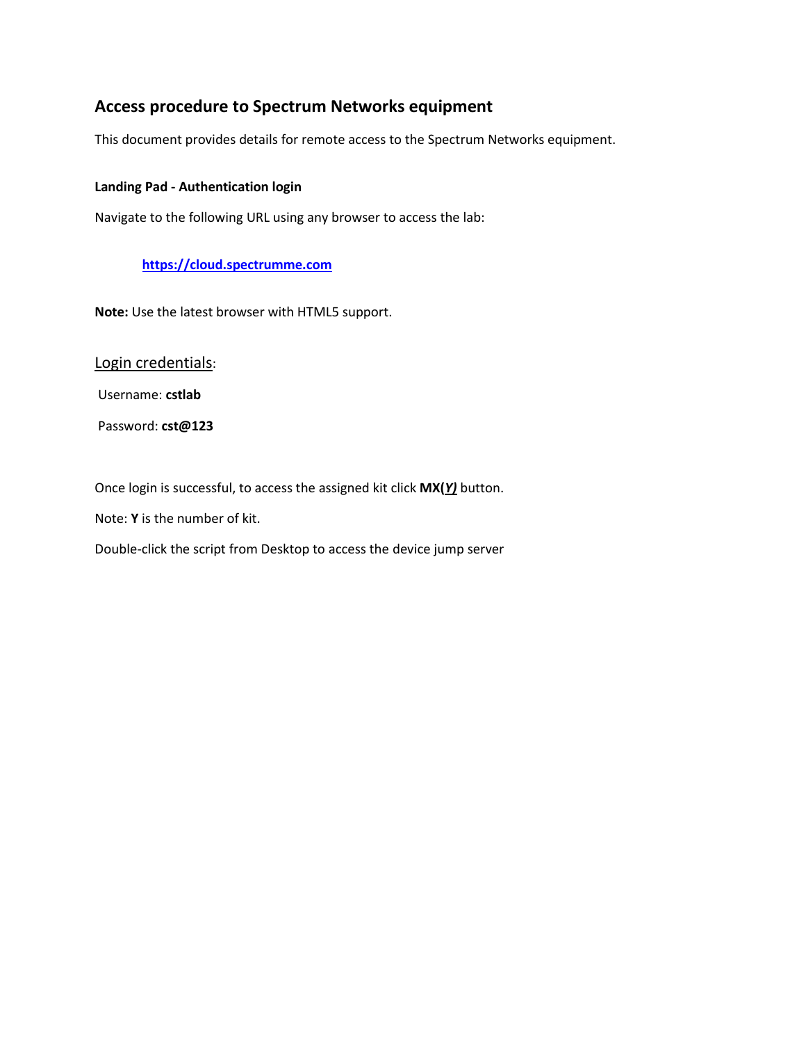## Access procedure to Spectrum Networks equipment

This document provides details for remote access to the Spectrum Networks equipment.

**Landing Pad - Authentication login**

Navigate to the following URL using any browser to access the lab:

[https://cloud.spectrumme.com](https://cloud.spectrumme.com)

**Note:** Use the latest browser with HTML5 support.

Login credentials:

Username: **cstlab**

Password: **cst@123**

Once login is successful, to access the assigned kit click **MX(*Y)*** button.

Note: **Y** is the number of kit.

Double-click the script from Desktop to access the device jump server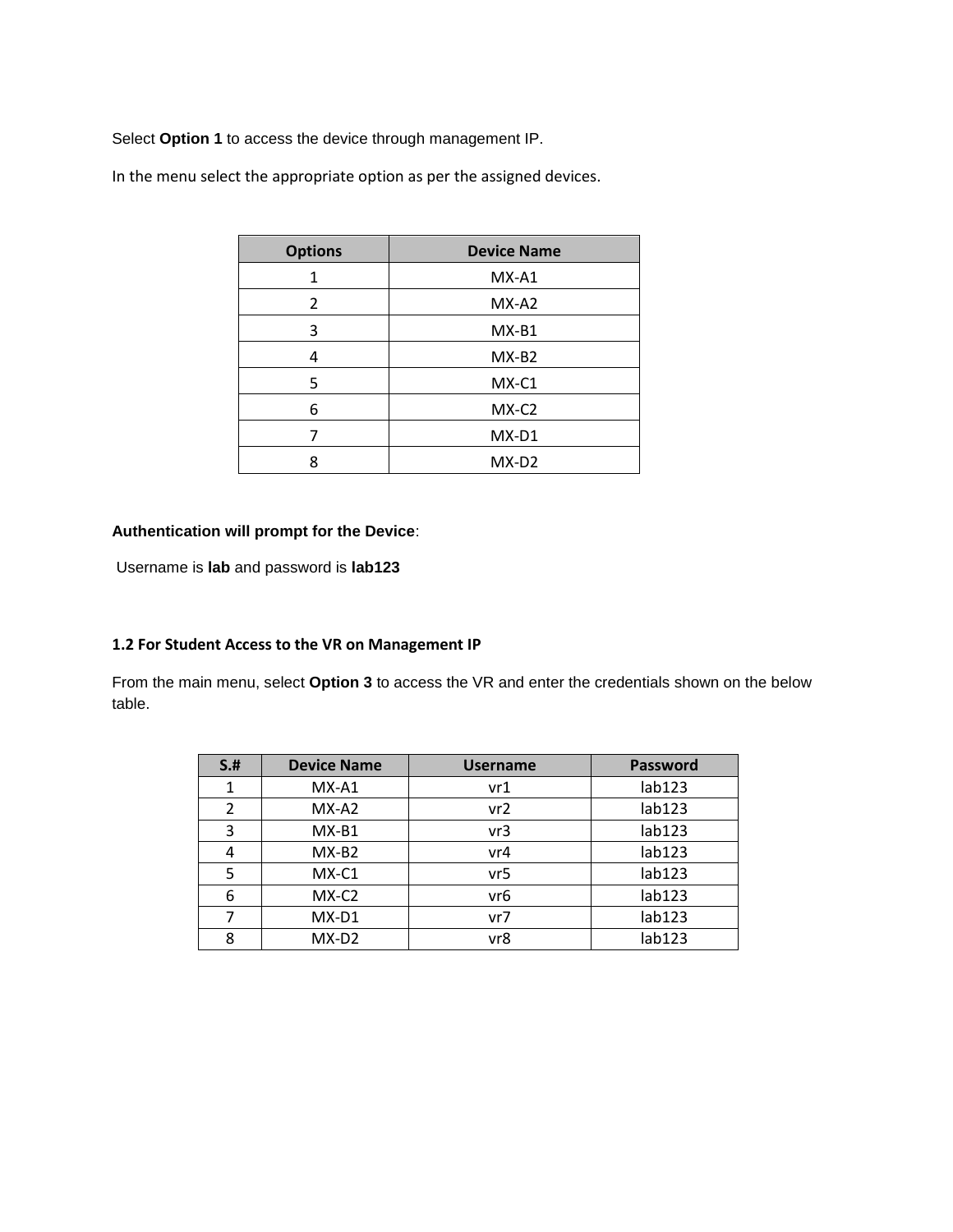Select **Option 1** to access the device through management IP.

In the menu select the appropriate option as per the assigned devices.

| Options | Device Name |
|---|---|
| 1 | MX-A1 |
| 2 | MX-A2 |
| 3 | MX-B1 |
| 4 | MX-B2 |
| 5 | MX-C1 |
| 6 | MX-C2 |
| 7 | MX-D1 |
| 8 | MX-D2 |

**Authentication will prompt for the Device**:

Username is **lab** and password is **lab123**

### 1.2 For Student Access to the VR on Management IP

From the main menu, select **Option 3** to access the VR and enter the credentials shown on the below table.

| S.# | Device Name | Username | Password |
|---|---|---|---|
| 1 | MX-A1 | vr1 | lab123 |
| 2 | MX-A2 | vr2 | lab123 |
| 3 | MX-B1 | vr3 | lab123 |
| 4 | MX-B2 | vr4 | lab123 |
| 5 | MX-C1 | vr5 | lab123 |
| 6 | MX-C2 | vr6 | lab123 |
| 7 | MX-D1 | vr7 | lab123 |
| 8 | MX-D2 | vr8 | lab123 |